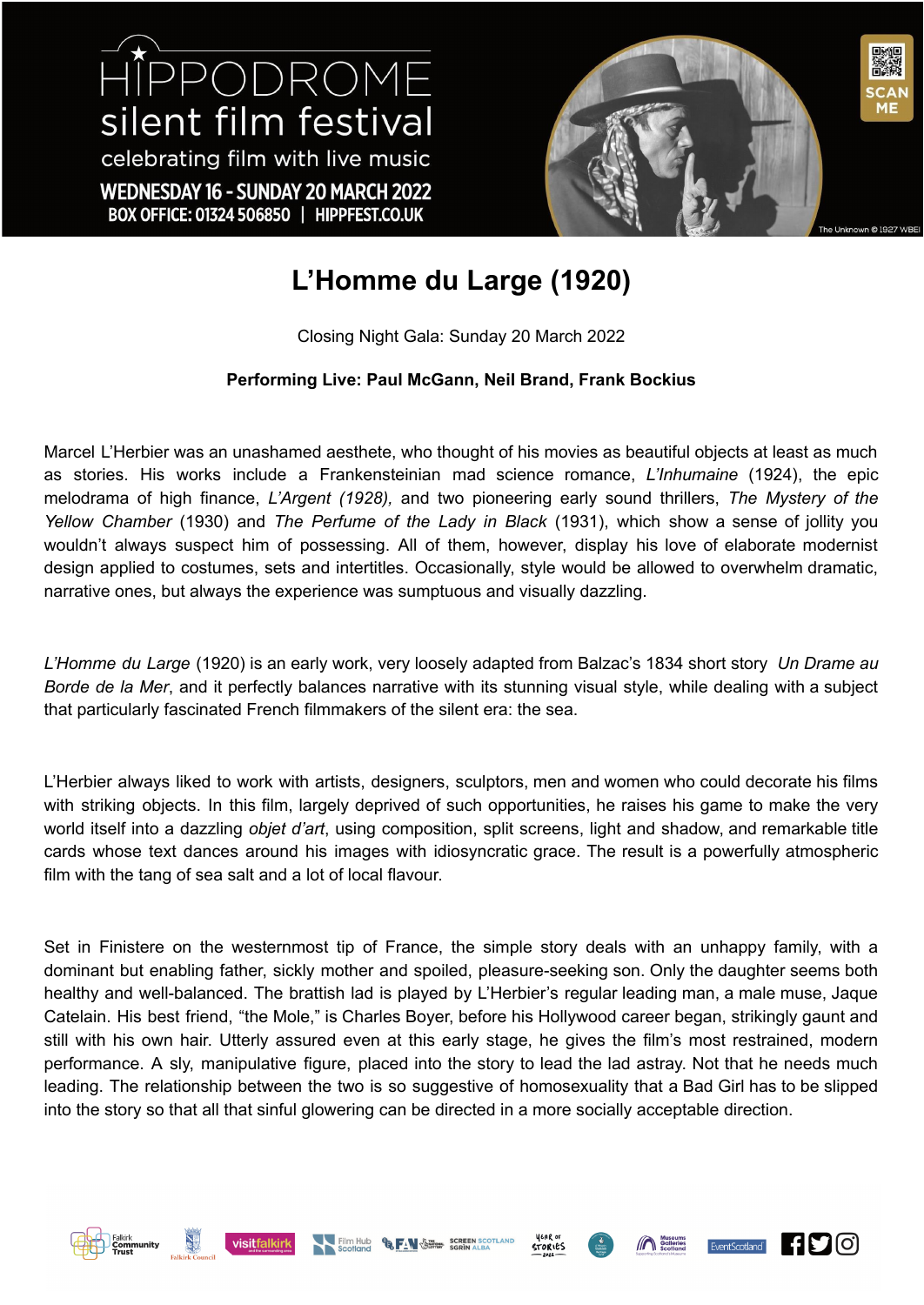HIPPODROME silent film festival

celebrating film with live music

WEDNESDAY 16 - SUNDAY 20 MARCH 2022

BOX OFFICE: 01324 506850 | HIPPFEST.CO.UK

The Unknown © 1927 WBEI

# L'Homme du Large (1920)

Closing Night Gala: Sunday 20 March 2022

**Performing Live: Paul McGann, Neil Brand, Frank Bockius**

Marcel L'Herbier was an unashamed aesthete, who thought of his movies as beautiful objects at least as much as stories. His works include a Frankensteinian mad science romance, *L'Inhumaine* (1924), the epic melodrama of high finance, *L'Argent (1928),* and two pioneering early sound thrillers, *The Mystery of the Yellow Chamber* (1930) and *The Perfume of the Lady in Black* (1931), which show a sense of jollity you wouldn't always suspect him of possessing. All of them, however, display his love of elaborate modernist design applied to costumes, sets and intertitles. Occasionally, style would be allowed to overwhelm dramatic, narrative ones, but always the experience was sumptuous and visually dazzling.

*L'Homme du Large* (1920) is an early work, very loosely adapted from Balzac's 1834 short story *Un Drame au Borde de la Mer*, and it perfectly balances narrative with its stunning visual style, while dealing with a subject that particularly fascinated French filmmakers of the silent era: the sea.

L'Herbier always liked to work with artists, designers, sculptors, men and women who could decorate his films with striking objects. In this film, largely deprived of such opportunities, he raises his game to make the very world itself into a dazzling *objet d'art*, using composition, split screens, light and shadow, and remarkable title cards whose text dances around his images with idiosyncratic grace. The result is a powerfully atmospheric film with the tang of sea salt and a lot of local flavour.

Set in Finistere on the westernmost tip of France, the simple story deals with an unhappy family, with a dominant but enabling father, sickly mother and spoiled, pleasure-seeking son. Only the daughter seems both healthy and well-balanced. The brattish lad is played by L'Herbier's regular leading man, a male muse, Jaque Catelain. His best friend, "the Mole," is Charles Boyer, before his Hollywood career began, strikingly gaunt and still with his own hair. Utterly assured even at this early stage, he gives the film's most restrained, modern performance. A sly, manipulative figure, placed into the story to lead the lad astray. Not that he needs much leading. The relationship between the two is so suggestive of homosexuality that a Bad Girl has to be slipped into the story so that all that sinful glowering can be directed in a more socially acceptable direction.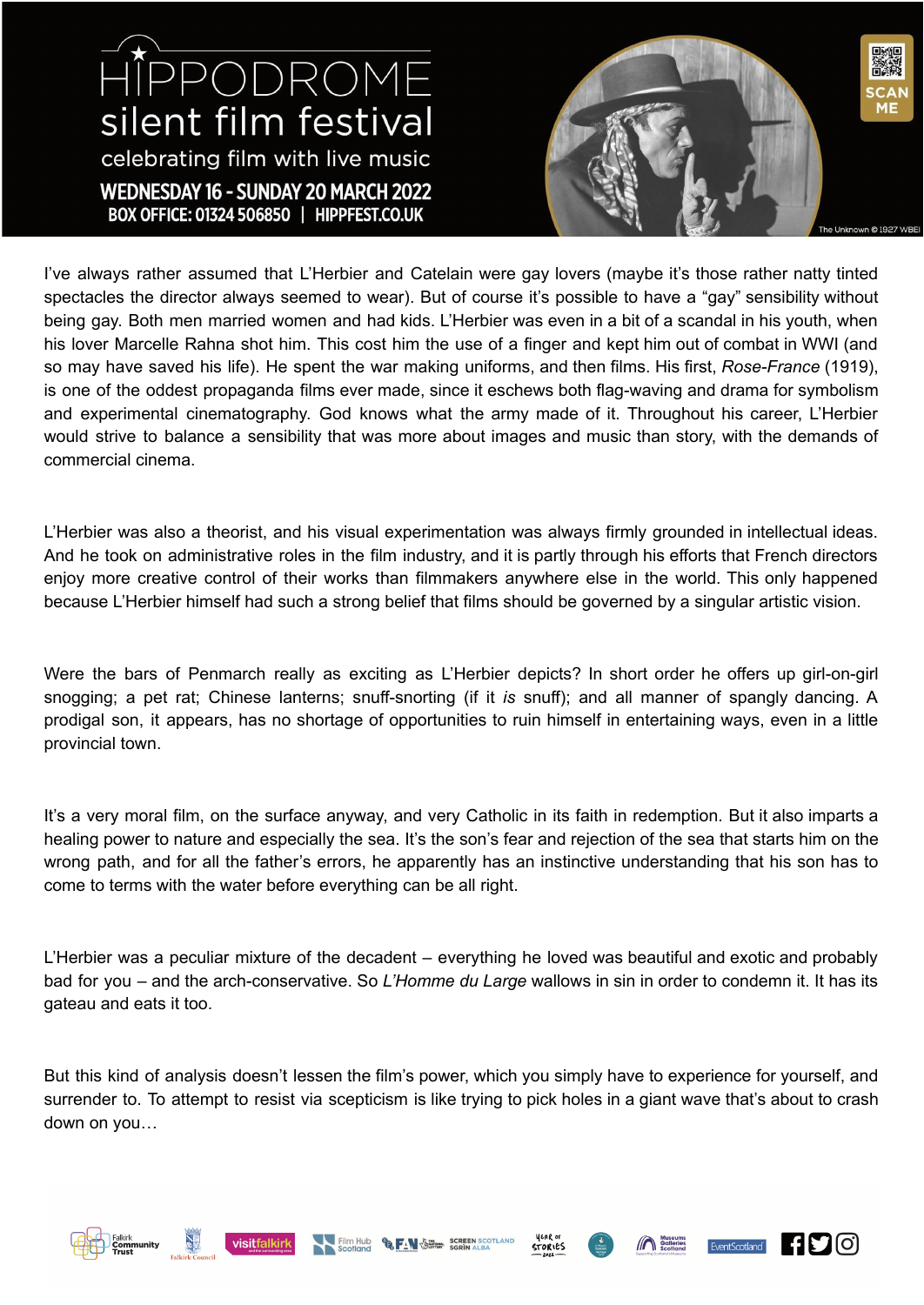I've always rather assumed that L'Herbier and Catelain were gay lovers (maybe it's those rather natty tinted spectacles the director always seemed to wear). But of course it's possible to have a "gay" sensibility without being gay. Both men married women and had kids. L'Herbier was even in a bit of a scandal in his youth, when his lover Marcelle Rahna shot him. This cost him the use of a finger and kept him out of combat in WWI (and so may have saved his life). He spent the war making uniforms, and then films. His first, *Rose-France* (1919), is one of the oddest propaganda films ever made, since it eschews both flag-waving and drama for symbolism and experimental cinematography. God knows what the army made of it. Throughout his career, L'Herbier would strive to balance a sensibility that was more about images and music than story, with the demands of commercial cinema.

L'Herbier was also a theorist, and his visual experimentation was always firmly grounded in intellectual ideas. And he took on administrative roles in the film industry, and it is partly through his efforts that French directors enjoy more creative control of their works than filmmakers anywhere else in the world. This only happened because L'Herbier himself had such a strong belief that films should be governed by a singular artistic vision.

Were the bars of Penmarch really as exciting as L'Herbier depicts? In short order he offers up girl-on-girl snogging; a pet rat; Chinese lanterns; snuff-snorting (if it *is* snuff); and all manner of spangly dancing. A prodigal son, it appears, has no shortage of opportunities to ruin himself in entertaining ways, even in a little provincial town.

It's a very moral film, on the surface anyway, and very Catholic in its faith in redemption. But it also imparts a healing power to nature and especially the sea. It's the son's fear and rejection of the sea that starts him on the wrong path, and for all the father's errors, he apparently has an instinctive understanding that his son has to come to terms with the water before everything can be all right.

L'Herbier was a peculiar mixture of the decadent – everything he loved was beautiful and exotic and probably bad for you – and the arch-conservative. So *L'Homme du Large* wallows in sin in order to condemn it. It has its gateau and eats it too.

But this kind of analysis doesn't lessen the film's power, which you simply have to experience for yourself, and surrender to. To attempt to resist via scepticism is like trying to pick holes in a giant wave that's about to crash down on you…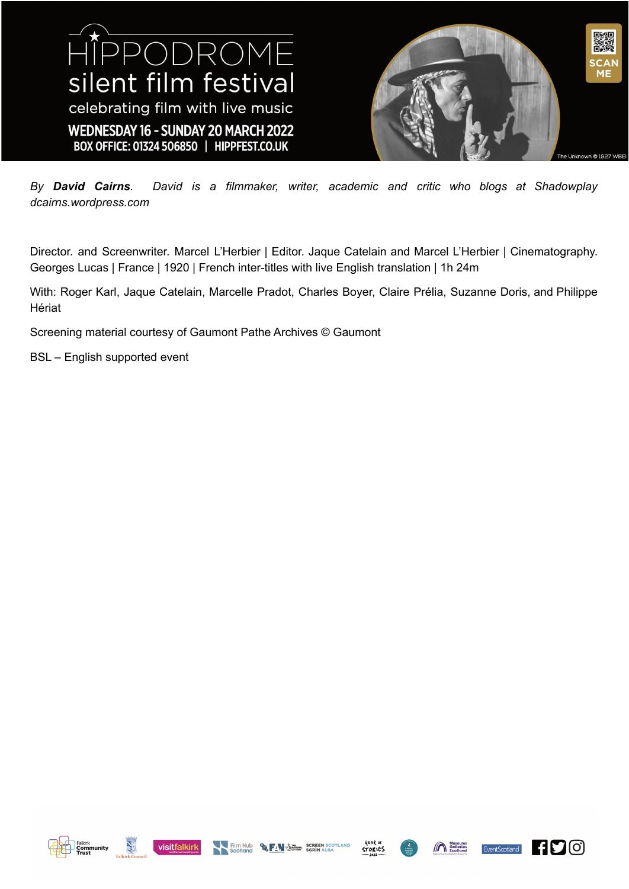# HIPPODROME silent film festival

celebrating film with live music

WEDNESDAY 16 - SUNDAY 20 MARCH 2022

BOX OFFICE: 01324 506850 | HIPPFEST.CO.UK

SCAN ME

The Unknown © 1927 WBEI

*By **David Cairns**. David is a filmmaker, writer, academic and critic who blogs at Shadowplay dcairns.wordpress.com*

Director. and Screenwriter. Marcel L'Herbier | Editor. Jaque Catelain and Marcel L'Herbier | Cinematography. Georges Lucas | France | 1920 | French inter-titles with live English translation | 1h 24m

With: Roger Karl, Jaque Catelain, Marcelle Pradot, Charles Boyer, Claire Prélia, Suzanne Doris, and Philippe Hériat

Screening material courtesy of Gaumont Pathe Archives © Gaumont

BSL – English supported event